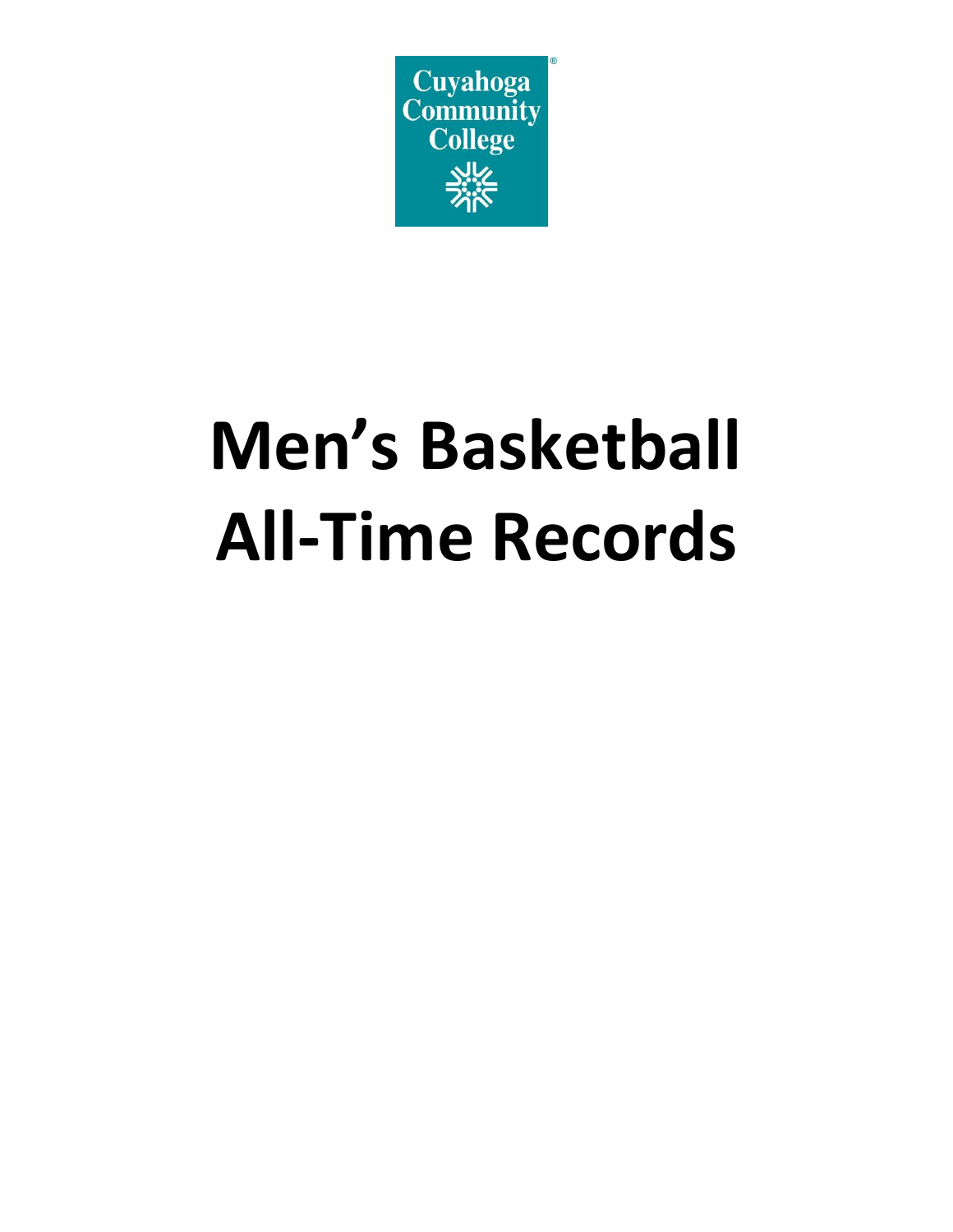Cuyahoga Community College

# Men's Basketball All-Time Records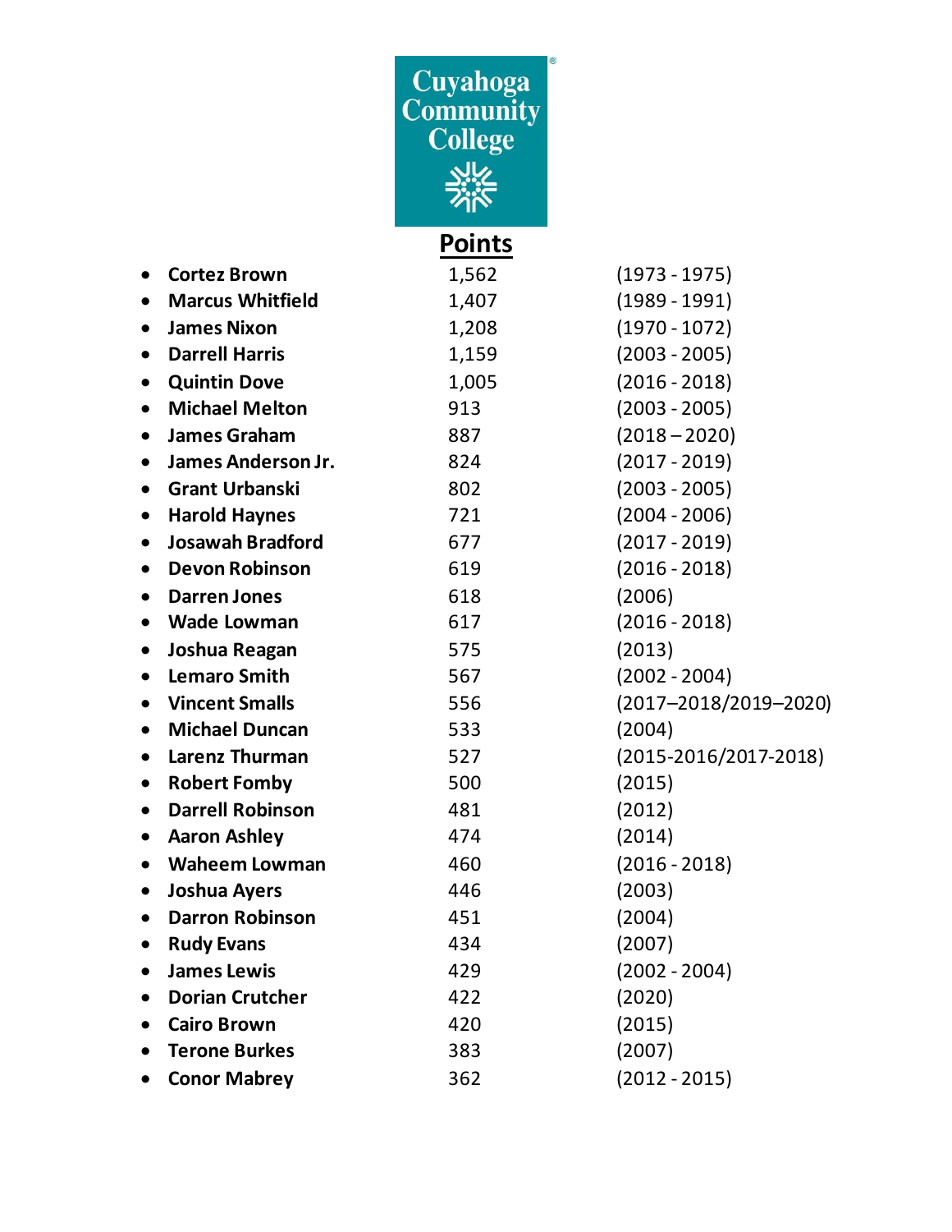Cuyahoga Community College

| | Points | |
|---|---|---|
| Cortez Brown | 1,562 | (1973 - 1975) |
| Marcus Whitfield | 1,407 | (1989 - 1991) |
| James Nixon | 1,208 | (1970 - 1072) |
| Darrell Harris | 1,159 | (2003 - 2005) |
| Quintin Dove | 1,005 | (2016 - 2018) |
| Michael Melton | 913 | (2003 - 2005) |
| James Graham | 887 | (2018 – 2020) |
| James Anderson Jr. | 824 | (2017 - 2019) |
| Grant Urbanski | 802 | (2003 - 2005) |
| Harold Haynes | 721 | (2004 - 2006) |
| Josawah Bradford | 677 | (2017 - 2019) |
| Devon Robinson | 619 | (2016 - 2018) |
| Darren Jones | 618 | (2006) |
| Wade Lowman | 617 | (2016 - 2018) |
| Joshua Reagan | 575 | (2013) |
| Lemaro Smith | 567 | (2002 - 2004) |
| Vincent Smalls | 556 | (2017–2018/2019–2020) |
| Michael Duncan | 533 | (2004) |
| Larenz Thurman | 527 | (2015-2016/2017-2018) |
| Robert Fomby | 500 | (2015) |
| Darrell Robinson | 481 | (2012) |
| Aaron Ashley | 474 | (2014) |
| Waheem Lowman | 460 | (2016 - 2018) |
| Joshua Ayers | 446 | (2003) |
| Darron Robinson | 451 | (2004) |
| Rudy Evans | 434 | (2007) |
| James Lewis | 429 | (2002 - 2004) |
| Dorian Crutcher | 422 | (2020) |
| Cairo Brown | 420 | (2015) |
| Terone Burkes | 383 | (2007) |
| Conor Mabrey | 362 | (2012 - 2015) |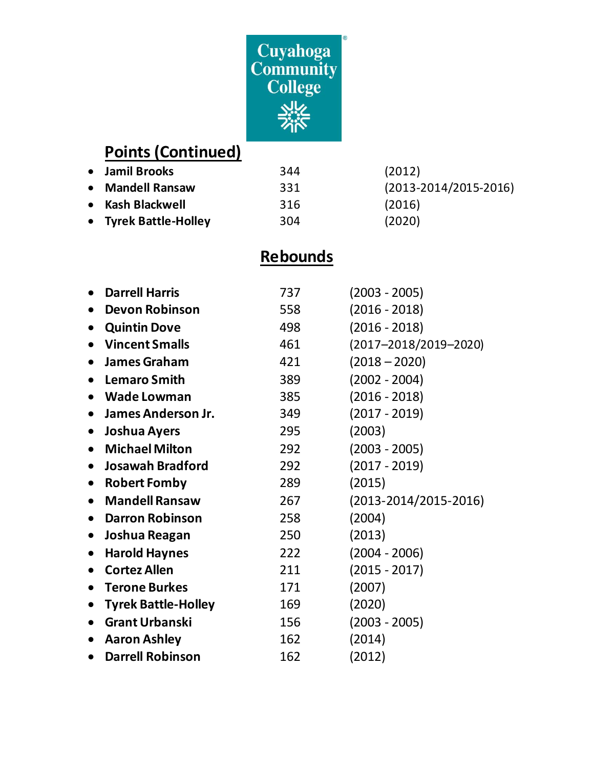Cuyahoga Community College

## Points (Continued)

- **Jamil Brooks** 344 (2012)
- **Mandell Ransaw** 331 (2013-2014/2015-2016)
- **Kash Blackwell** 316 (2016)
- **Tyrek Battle-Holley** 304 (2020)

## Rebounds

- **Darrell Harris** 737 (2003 - 2005)
- **Devon Robinson** 558 (2016 - 2018)
- **Quintin Dove** 498 (2016 - 2018)
- **Vincent Smalls** 461 (2017–2018/2019–2020)
- **James Graham** 421 (2018 – 2020)
- **Lemaro Smith** 389 (2002 - 2004)
- **Wade Lowman** 385 (2016 - 2018)
- **James Anderson Jr.** 349 (2017 - 2019)
- **Joshua Ayers** 295 (2003)
- **Michael Milton** 292 (2003 - 2005)
- **Josawah Bradford** 292 (2017 - 2019)
- **Robert Fomby** 289 (2015)
- **Mandell Ransaw** 267 (2013-2014/2015-2016)
- **Darron Robinson** 258 (2004)
- **Joshua Reagan** 250 (2013)
- **Harold Haynes** 222 (2004 - 2006)
- **Cortez Allen** 211 (2015 - 2017)
- **Terone Burkes** 171 (2007)
- **Tyrek Battle-Holley** 169 (2020)
- **Grant Urbanski** 156 (2003 - 2005)
- **Aaron Ashley** 162 (2014)
- **Darrell Robinson** 162 (2012)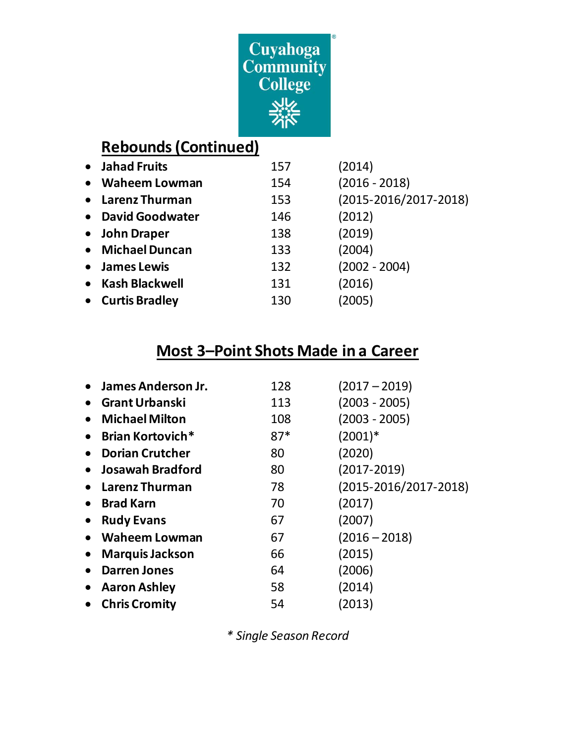Cuyahoga Community College

## Rebounds (Continued)

- **Jahad Fruits** 157 (2014)
- **Waheem Lowman** 154 (2016 - 2018)
- **Larenz Thurman** 153 (2015-2016/2017-2018)
- **David Goodwater** 146 (2012)
- **John Draper** 138 (2019)
- **Michael Duncan** 133 (2004)
- **James Lewis** 132 (2002 - 2004)
- **Kash Blackwell** 131 (2016)
- **Curtis Bradley** 130 (2005)

## Most 3–Point Shots Made in a Career

- **James Anderson Jr.** 128 (2017 – 2019)
- **Grant Urbanski** 113 (2003 - 2005)
- **Michael Milton** 108 (2003 - 2005)
- **Brian Kortovich*** 87* (2001)*
- **Dorian Crutcher** 80 (2020)
- **Josawah Bradford** 80 (2017-2019)
- **Larenz Thurman** 78 (2015-2016/2017-2018)
- **Brad Karn** 70 (2017)
- **Rudy Evans** 67 (2007)
- **Waheem Lowman** 67 (2016 – 2018)
- **Marquis Jackson** 66 (2015)
- **Darren Jones** 64 (2006)
- **Aaron Ashley** 58 (2014)
- **Chris Cromity** 54 (2013)

*\* Single Season Record*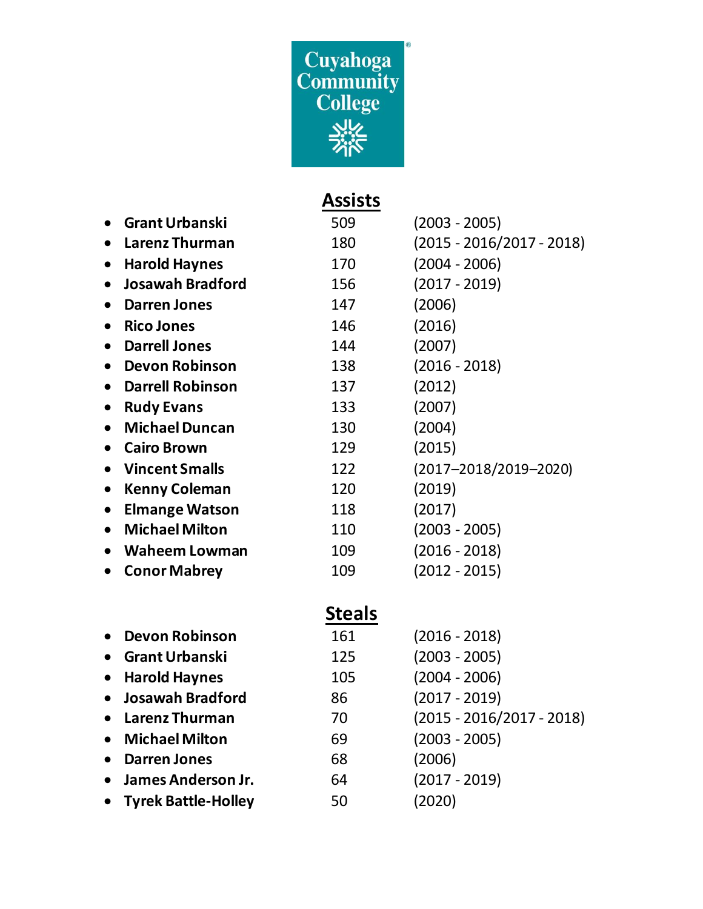Cuyahoga Community College

## Assists

- **Grant Urbanski** 509 (2003 - 2005)
- **Larenz Thurman** 180 (2015 - 2016/2017 - 2018)
- **Harold Haynes** 170 (2004 - 2006)
- **Josawah Bradford** 156 (2017 - 2019)
- **Darren Jones** 147 (2006)
- **Rico Jones** 146 (2016)
- **Darrell Jones** 144 (2007)
- **Devon Robinson** 138 (2016 - 2018)
- **Darrell Robinson** 137 (2012)
- **Rudy Evans** 133 (2007)
- **Michael Duncan** 130 (2004)
- **Cairo Brown** 129 (2015)
- **Vincent Smalls** 122 (2017–2018/2019–2020)
- **Kenny Coleman** 120 (2019)
- **Elmange Watson** 118 (2017)
- **Michael Milton** 110 (2003 - 2005)
- **Waheem Lowman** 109 (2016 - 2018)
- **Conor Mabrey** 109 (2012 - 2015)

## Steals

- **Devon Robinson** 161 (2016 - 2018)
- **Grant Urbanski** 125 (2003 - 2005)
- **Harold Haynes** 105 (2004 - 2006)
- **Josawah Bradford** 86 (2017 - 2019)
- **Larenz Thurman** 70 (2015 - 2016/2017 - 2018)
- **Michael Milton** 69 (2003 - 2005)
- **Darren Jones** 68 (2006)
- **James Anderson Jr.** 64 (2017 - 2019)
- **Tyrek Battle-Holley** 50 (2020)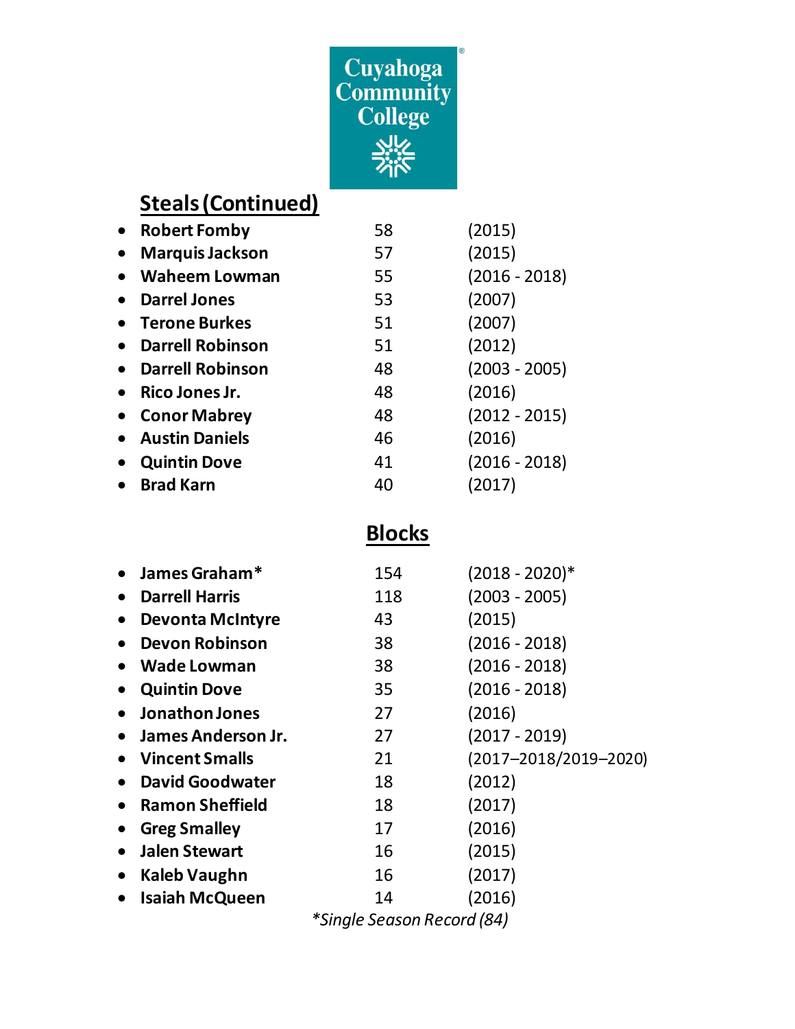Cuyahoga Community College

## Steals (Continued)

- **Robert Fomby** 58 (2015)
- **Marquis Jackson** 57 (2015)
- **Waheem Lowman** 55 (2016 - 2018)
- **Darrel Jones** 53 (2007)
- **Terone Burkes** 51 (2007)
- **Darrell Robinson** 51 (2012)
- **Darrell Robinson** 48 (2003 - 2005)
- **Rico Jones Jr.** 48 (2016)
- **Conor Mabrey** 48 (2012 - 2015)
- **Austin Daniels** 46 (2016)
- **Quintin Dove** 41 (2016 - 2018)
- **Brad Karn** 40 (2017)

## Blocks

- **James Graham*** 154 (2018 - 2020)*
- **Darrell Harris** 118 (2003 - 2005)
- **Devonta McIntyre** 43 (2015)
- **Devon Robinson** 38 (2016 - 2018)
- **Wade Lowman** 38 (2016 - 2018)
- **Quintin Dove** 35 (2016 - 2018)
- **Jonathon Jones** 27 (2016)
- **James Anderson Jr.** 27 (2017 - 2019)
- **Vincent Smalls** 21 (2017–2018/2019–2020)
- **David Goodwater** 18 (2012)
- **Ramon Sheffield** 18 (2017)
- **Greg Smalley** 17 (2016)
- **Jalen Stewart** 16 (2015)
- **Kaleb Vaughn** 16 (2017)
- **Isaiah McQueen** 14 (2016)

*\*Single Season Record (84)*